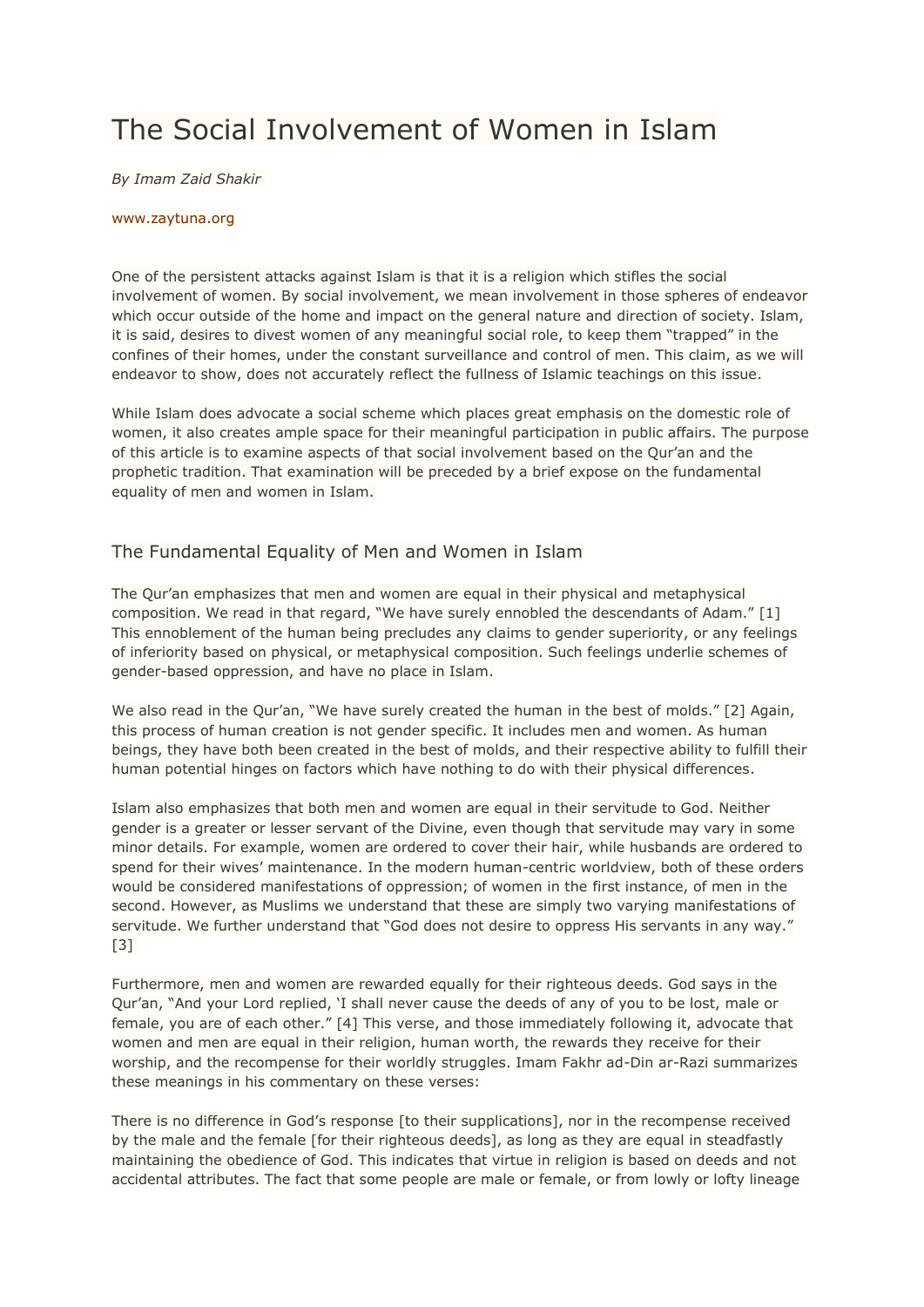# The Social Involvement of Women in Islam

*By Imam Zaid Shakir*

www.zaytuna.org

One of the persistent attacks against Islam is that it is a religion which stifles the social involvement of women. By social involvement, we mean involvement in those spheres of endeavor which occur outside of the home and impact on the general nature and direction of society. Islam, it is said, desires to divest women of any meaningful social role, to keep them "trapped" in the confines of their homes, under the constant surveillance and control of men. This claim, as we will endeavor to show, does not accurately reflect the fullness of Islamic teachings on this issue.

While Islam does advocate a social scheme which places great emphasis on the domestic role of women, it also creates ample space for their meaningful participation in public affairs. The purpose of this article is to examine aspects of that social involvement based on the Qur'an and the prophetic tradition. That examination will be preceded by a brief expose on the fundamental equality of men and women in Islam.

## The Fundamental Equality of Men and Women in Islam

The Qur'an emphasizes that men and women are equal in their physical and metaphysical composition. We read in that regard, "We have surely ennobled the descendants of Adam." [1] This ennoblement of the human being precludes any claims to gender superiority, or any feelings of inferiority based on physical, or metaphysical composition. Such feelings underlie schemes of gender-based oppression, and have no place in Islam.

We also read in the Qur'an, "We have surely created the human in the best of molds." [2] Again, this process of human creation is not gender specific. It includes men and women. As human beings, they have both been created in the best of molds, and their respective ability to fulfill their human potential hinges on factors which have nothing to do with their physical differences.

Islam also emphasizes that both men and women are equal in their servitude to God. Neither gender is a greater or lesser servant of the Divine, even though that servitude may vary in some minor details. For example, women are ordered to cover their hair, while husbands are ordered to spend for their wives' maintenance. In the modern human-centric worldview, both of these orders would be considered manifestations of oppression; of women in the first instance, of men in the second. However, as Muslims we understand that these are simply two varying manifestations of servitude. We further understand that "God does not desire to oppress His servants in any way." [3]

Furthermore, men and women are rewarded equally for their righteous deeds. God says in the Qur'an, "And your Lord replied, 'I shall never cause the deeds of any of you to be lost, male or female, you are of each other." [4] This verse, and those immediately following it, advocate that women and men are equal in their religion, human worth, the rewards they receive for their worship, and the recompense for their worldly struggles. Imam Fakhr ad-Din ar-Razi summarizes these meanings in his commentary on these verses:

There is no difference in God's response [to their supplications], nor in the recompense received by the male and the female [for their righteous deeds], as long as they are equal in steadfastly maintaining the obedience of God. This indicates that virtue in religion is based on deeds and not accidental attributes. The fact that some people are male or female, or from lowly or lofty lineage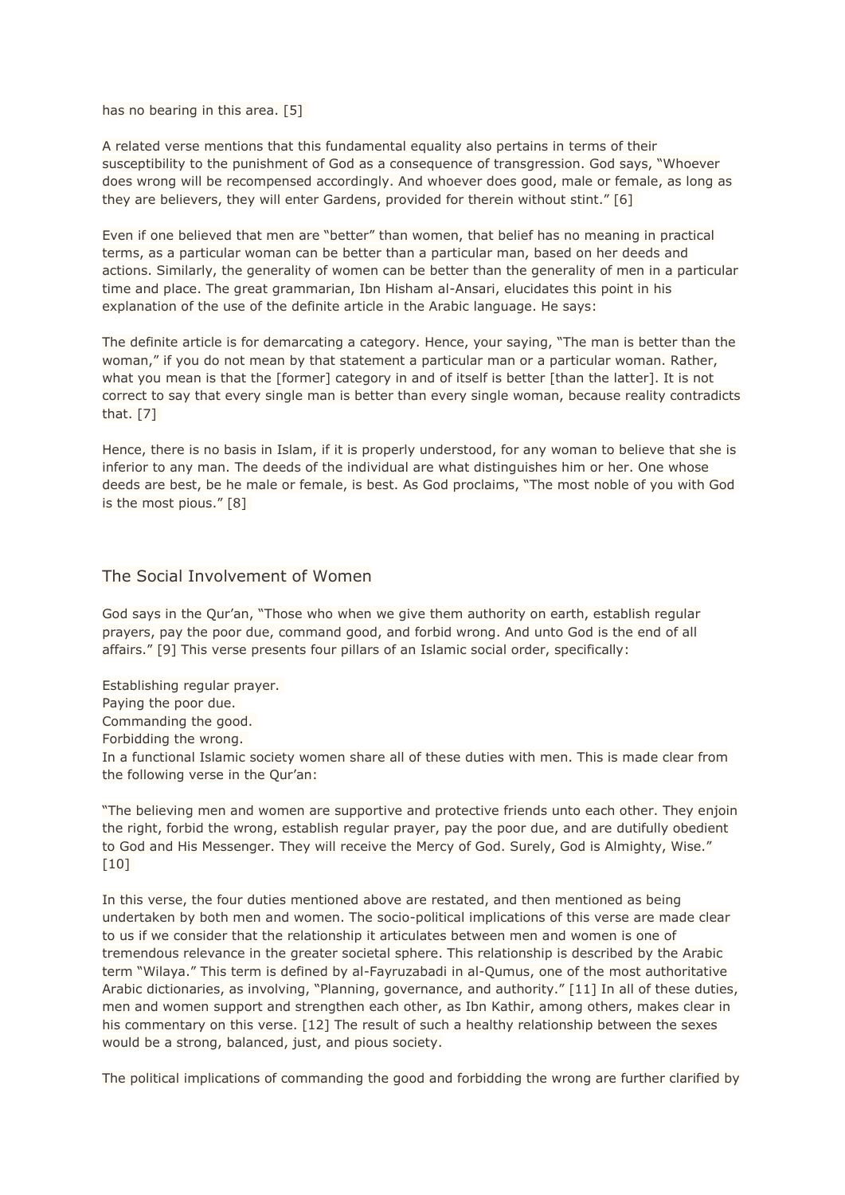has no bearing in this area. [5]

A related verse mentions that this fundamental equality also pertains in terms of their susceptibility to the punishment of God as a consequence of transgression. God says, "Whoever does wrong will be recompensed accordingly. And whoever does good, male or female, as long as they are believers, they will enter Gardens, provided for therein without stint." [6]

Even if one believed that men are "better" than women, that belief has no meaning in practical terms, as a particular woman can be better than a particular man, based on her deeds and actions. Similarly, the generality of women can be better than the generality of men in a particular time and place. The great grammarian, Ibn Hisham al-Ansari, elucidates this point in his explanation of the use of the definite article in the Arabic language. He says:

The definite article is for demarcating a category. Hence, your saying, "The man is better than the woman," if you do not mean by that statement a particular man or a particular woman. Rather, what you mean is that the [former] category in and of itself is better [than the latter]. It is not correct to say that every single man is better than every single woman, because reality contradicts that. [7]

Hence, there is no basis in Islam, if it is properly understood, for any woman to believe that she is inferior to any man. The deeds of the individual are what distinguishes him or her. One whose deeds are best, be he male or female, is best. As God proclaims, "The most noble of you with God is the most pious." [8]

## The Social Involvement of Women

God says in the Qur'an, "Those who when we give them authority on earth, establish regular prayers, pay the poor due, command good, and forbid wrong. And unto God is the end of all affairs." [9] This verse presents four pillars of an Islamic social order, specifically:

Establishing regular prayer.
Paying the poor due.
Commanding the good.
Forbidding the wrong.
In a functional Islamic society women share all of these duties with men. This is made clear from the following verse in the Qur'an:

"The believing men and women are supportive and protective friends unto each other. They enjoin the right, forbid the wrong, establish regular prayer, pay the poor due, and are dutifully obedient to God and His Messenger. They will receive the Mercy of God. Surely, God is Almighty, Wise." [10]

In this verse, the four duties mentioned above are restated, and then mentioned as being undertaken by both men and women. The socio-political implications of this verse are made clear to us if we consider that the relationship it articulates between men and women is one of tremendous relevance in the greater societal sphere. This relationship is described by the Arabic term "Wilaya." This term is defined by al-Fayruzabadi in al-Qumus, one of the most authoritative Arabic dictionaries, as involving, "Planning, governance, and authority." [11] In all of these duties, men and women support and strengthen each other, as Ibn Kathir, among others, makes clear in his commentary on this verse. [12] The result of such a healthy relationship between the sexes would be a strong, balanced, just, and pious society.

The political implications of commanding the good and forbidding the wrong are further clarified by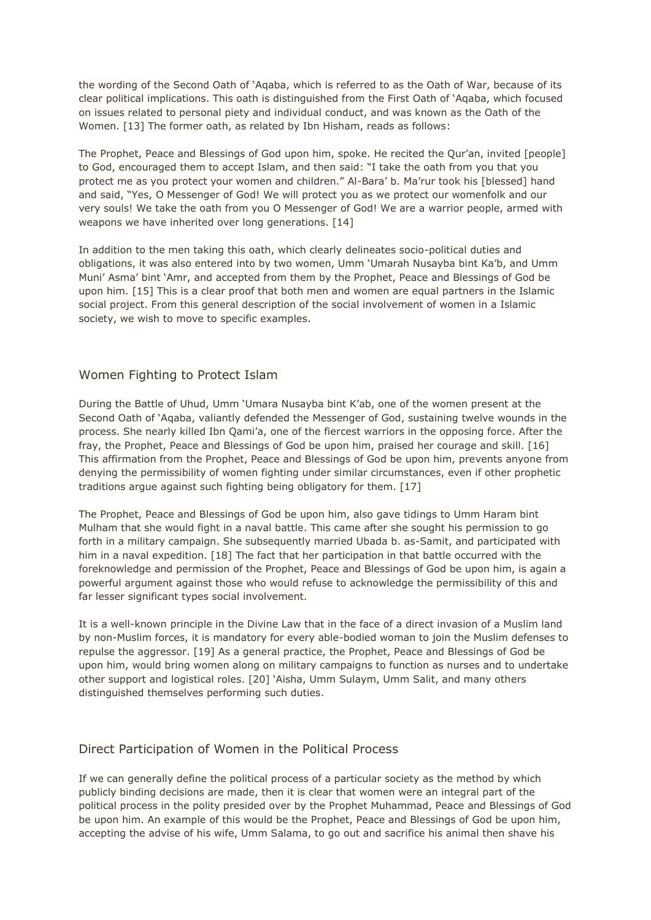the wording of the Second Oath of 'Aqaba, which is referred to as the Oath of War, because of its clear political implications. This oath is distinguished from the First Oath of 'Aqaba, which focused on issues related to personal piety and individual conduct, and was known as the Oath of the Women. [13] The former oath, as related by Ibn Hisham, reads as follows:

The Prophet, Peace and Blessings of God upon him, spoke. He recited the Qur'an, invited [people] to God, encouraged them to accept Islam, and then said: "I take the oath from you that you protect me as you protect your women and children." Al-Bara' b. Ma'rur took his [blessed] hand and said, "Yes, O Messenger of God! We will protect you as we protect our womenfolk and our very souls! We take the oath from you O Messenger of God! We are a warrior people, armed with weapons we have inherited over long generations. [14]

In addition to the men taking this oath, which clearly delineates socio-political duties and obligations, it was also entered into by two women, Umm 'Umarah Nusayba bint Ka'b, and Umm Muni' Asma' bint 'Amr, and accepted from them by the Prophet, Peace and Blessings of God be upon him. [15] This is a clear proof that both men and women are equal partners in the Islamic social project. From this general description of the social involvement of women in a Islamic society, we wish to move to specific examples.

## Women Fighting to Protect Islam

During the Battle of Uhud, Umm 'Umara Nusayba bint K'ab, one of the women present at the Second Oath of 'Aqaba, valiantly defended the Messenger of God, sustaining twelve wounds in the process. She nearly killed Ibn Qami'a, one of the fiercest warriors in the opposing force. After the fray, the Prophet, Peace and Blessings of God be upon him, praised her courage and skill. [16] This affirmation from the Prophet, Peace and Blessings of God be upon him, prevents anyone from denying the permissibility of women fighting under similar circumstances, even if other prophetic traditions argue against such fighting being obligatory for them. [17]

The Prophet, Peace and Blessings of God be upon him, also gave tidings to Umm Haram bint Mulham that she would fight in a naval battle. This came after she sought his permission to go forth in a military campaign. She subsequently married Ubada b. as-Samit, and participated with him in a naval expedition. [18] The fact that her participation in that battle occurred with the foreknowledge and permission of the Prophet, Peace and Blessings of God be upon him, is again a powerful argument against those who would refuse to acknowledge the permissibility of this and far lesser significant types social involvement.

It is a well-known principle in the Divine Law that in the face of a direct invasion of a Muslim land by non-Muslim forces, it is mandatory for every able-bodied woman to join the Muslim defenses to repulse the aggressor. [19] As a general practice, the Prophet, Peace and Blessings of God be upon him, would bring women along on military campaigns to function as nurses and to undertake other support and logistical roles. [20] 'Aisha, Umm Sulaym, Umm Salit, and many others distinguished themselves performing such duties.

## Direct Participation of Women in the Political Process

If we can generally define the political process of a particular society as the method by which publicly binding decisions are made, then it is clear that women were an integral part of the political process in the polity presided over by the Prophet Muhammad, Peace and Blessings of God be upon him. An example of this would be the Prophet, Peace and Blessings of God be upon him, accepting the advise of his wife, Umm Salama, to go out and sacrifice his animal then shave his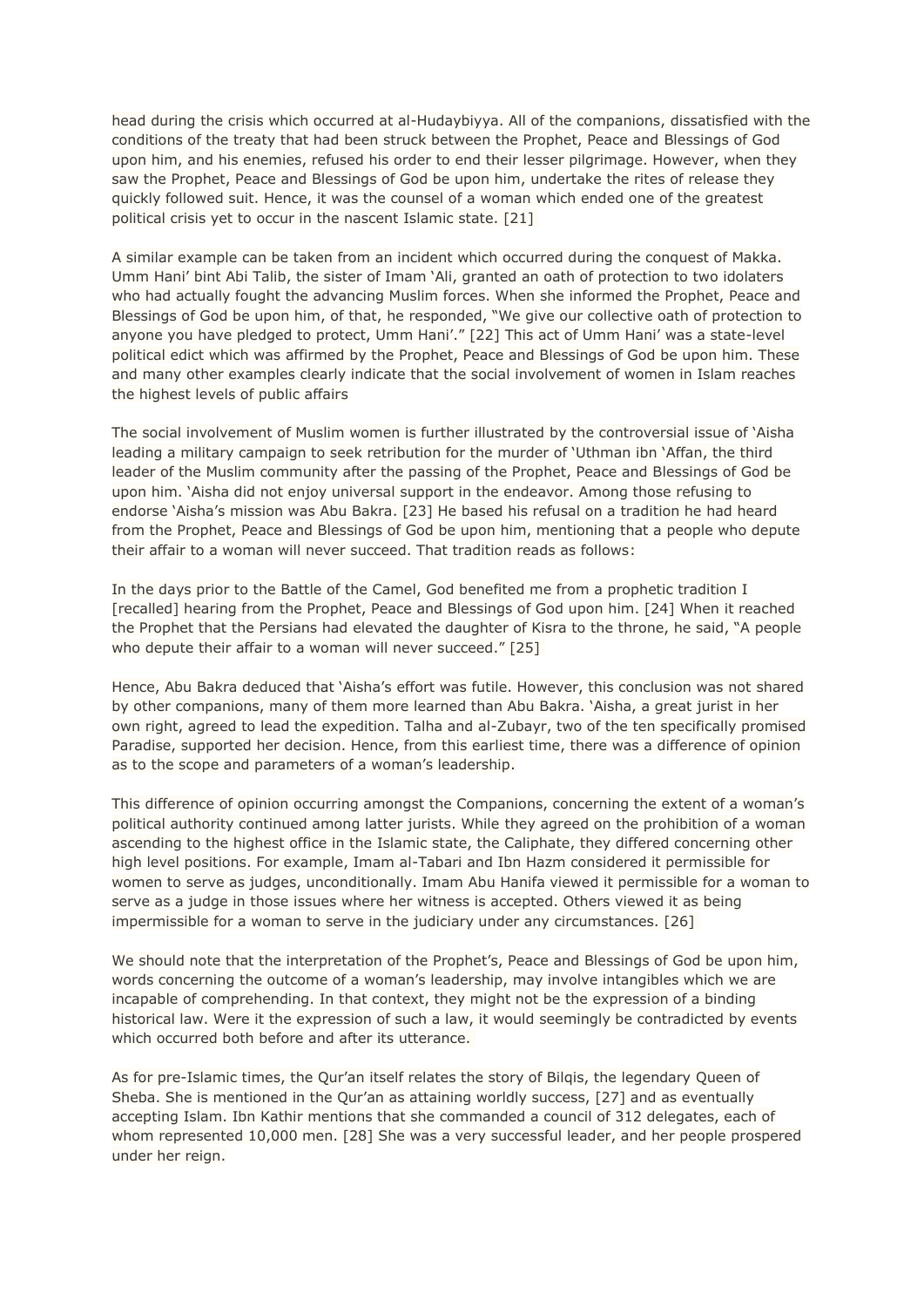head during the crisis which occurred at al-Hudaybiyya. All of the companions, dissatisfied with the conditions of the treaty that had been struck between the Prophet, Peace and Blessings of God upon him, and his enemies, refused his order to end their lesser pilgrimage. However, when they saw the Prophet, Peace and Blessings of God be upon him, undertake the rites of release they quickly followed suit. Hence, it was the counsel of a woman which ended one of the greatest political crisis yet to occur in the nascent Islamic state. [21]

A similar example can be taken from an incident which occurred during the conquest of Makka. Umm Hani' bint Abi Talib, the sister of Imam 'Ali, granted an oath of protection to two idolaters who had actually fought the advancing Muslim forces. When she informed the Prophet, Peace and Blessings of God be upon him, of that, he responded, "We give our collective oath of protection to anyone you have pledged to protect, Umm Hani'." [22] This act of Umm Hani' was a state-level political edict which was affirmed by the Prophet, Peace and Blessings of God be upon him. These and many other examples clearly indicate that the social involvement of women in Islam reaches the highest levels of public affairs

The social involvement of Muslim women is further illustrated by the controversial issue of 'Aisha leading a military campaign to seek retribution for the murder of 'Uthman ibn 'Affan, the third leader of the Muslim community after the passing of the Prophet, Peace and Blessings of God be upon him. 'Aisha did not enjoy universal support in the endeavor. Among those refusing to endorse 'Aisha's mission was Abu Bakra. [23] He based his refusal on a tradition he had heard from the Prophet, Peace and Blessings of God be upon him, mentioning that a people who depute their affair to a woman will never succeed. That tradition reads as follows:

In the days prior to the Battle of the Camel, God benefited me from a prophetic tradition I [recalled] hearing from the Prophet, Peace and Blessings of God upon him. [24] When it reached the Prophet that the Persians had elevated the daughter of Kisra to the throne, he said, "A people who depute their affair to a woman will never succeed." [25]

Hence, Abu Bakra deduced that 'Aisha's effort was futile. However, this conclusion was not shared by other companions, many of them more learned than Abu Bakra. 'Aisha, a great jurist in her own right, agreed to lead the expedition. Talha and al-Zubayr, two of the ten specifically promised Paradise, supported her decision. Hence, from this earliest time, there was a difference of opinion as to the scope and parameters of a woman's leadership.

This difference of opinion occurring amongst the Companions, concerning the extent of a woman's political authority continued among latter jurists. While they agreed on the prohibition of a woman ascending to the highest office in the Islamic state, the Caliphate, they differed concerning other high level positions. For example, Imam al-Tabari and Ibn Hazm considered it permissible for women to serve as judges, unconditionally. Imam Abu Hanifa viewed it permissible for a woman to serve as a judge in those issues where her witness is accepted. Others viewed it as being impermissible for a woman to serve in the judiciary under any circumstances. [26]

We should note that the interpretation of the Prophet's, Peace and Blessings of God be upon him, words concerning the outcome of a woman's leadership, may involve intangibles which we are incapable of comprehending. In that context, they might not be the expression of a binding historical law. Were it the expression of such a law, it would seemingly be contradicted by events which occurred both before and after its utterance.

As for pre-Islamic times, the Qur'an itself relates the story of Bilqis, the legendary Queen of Sheba. She is mentioned in the Qur'an as attaining worldly success, [27] and as eventually accepting Islam. Ibn Kathir mentions that she commanded a council of 312 delegates, each of whom represented 10,000 men. [28] She was a very successful leader, and her people prospered under her reign.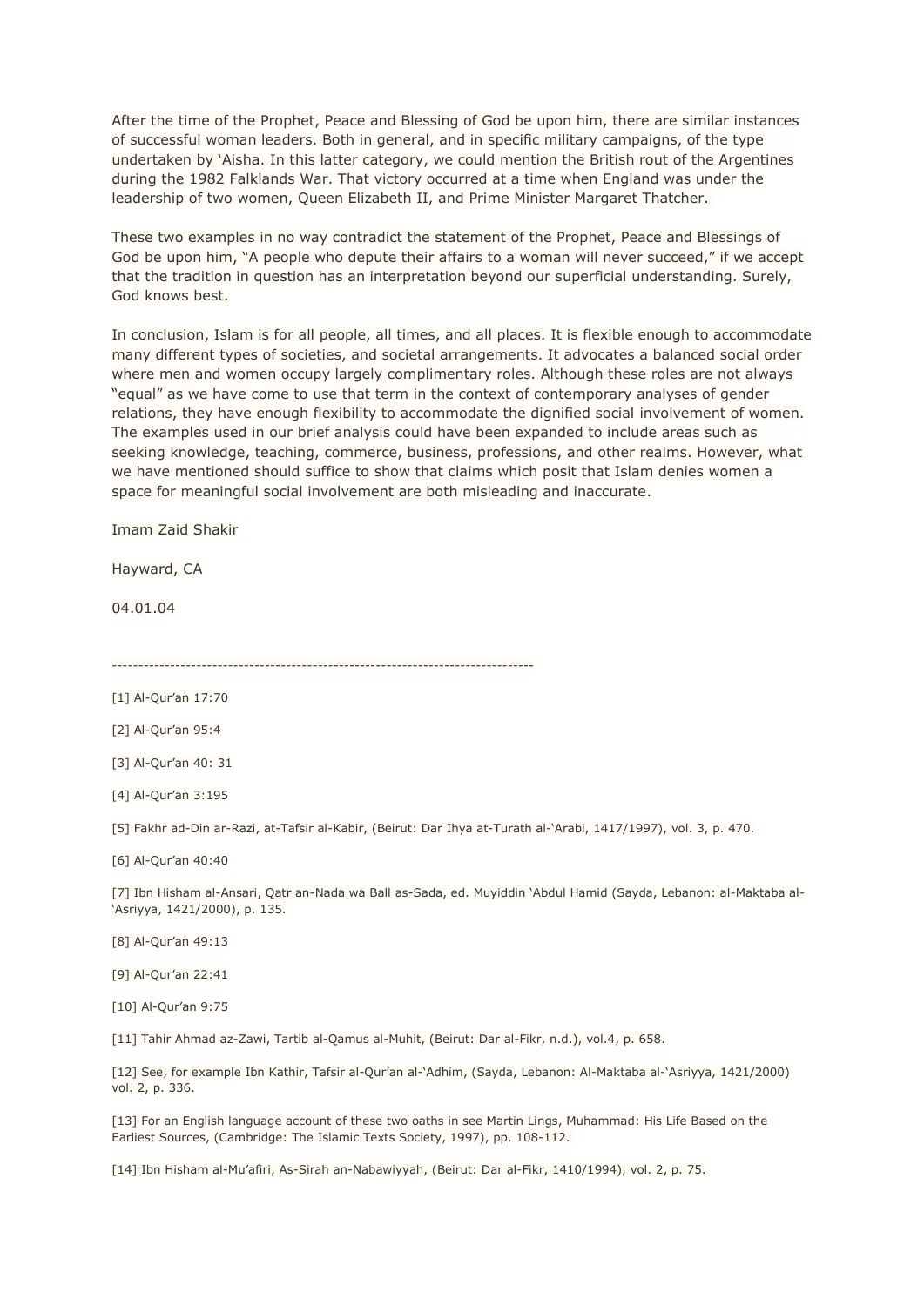After the time of the Prophet, Peace and Blessing of God be upon him, there are similar instances of successful woman leaders. Both in general, and in specific military campaigns, of the type undertaken by 'Aisha. In this latter category, we could mention the British rout of the Argentines during the 1982 Falklands War. That victory occurred at a time when England was under the leadership of two women, Queen Elizabeth II, and Prime Minister Margaret Thatcher.

These two examples in no way contradict the statement of the Prophet, Peace and Blessings of God be upon him, "A people who depute their affairs to a woman will never succeed," if we accept that the tradition in question has an interpretation beyond our superficial understanding. Surely, God knows best.

In conclusion, Islam is for all people, all times, and all places. It is flexible enough to accommodate many different types of societies, and societal arrangements. It advocates a balanced social order where men and women occupy largely complimentary roles. Although these roles are not always "equal" as we have come to use that term in the context of contemporary analyses of gender relations, they have enough flexibility to accommodate the dignified social involvement of women. The examples used in our brief analysis could have been expanded to include areas such as seeking knowledge, teaching, commerce, business, professions, and other realms. However, what we have mentioned should suffice to show that claims which posit that Islam denies women a space for meaningful social involvement are both misleading and inaccurate.

Imam Zaid Shakir

Hayward, CA

04.01.04

---

[1] Al-Qur'an 17:70

[2] Al-Qur'an 95:4

[3] Al-Qur'an 40: 31

[4] Al-Qur'an 3:195

[5] Fakhr ad-Din ar-Razi, at-Tafsir al-Kabir, (Beirut: Dar Ihya at-Turath al-'Arabi, 1417/1997), vol. 3, p. 470.

[6] Al-Qur'an 40:40

[7] Ibn Hisham al-Ansari, Qatr an-Nada wa Ball as-Sada, ed. Muyiddin 'Abdul Hamid (Sayda, Lebanon: al-Maktaba al-'Asriyya, 1421/2000), p. 135.

[8] Al-Qur'an 49:13

[9] Al-Qur'an 22:41

[10] Al-Qur'an 9:75

[11] Tahir Ahmad az-Zawi, Tartib al-Qamus al-Muhit, (Beirut: Dar al-Fikr, n.d.), vol.4, p. 658.

[12] See, for example Ibn Kathir, Tafsir al-Qur'an al-'Adhim, (Sayda, Lebanon: Al-Maktaba al-'Asriyya, 1421/2000) vol. 2, p. 336.

[13] For an English language account of these two oaths in see Martin Lings, Muhammad: His Life Based on the Earliest Sources, (Cambridge: The Islamic Texts Society, 1997), pp. 108-112.

[14] Ibn Hisham al-Mu'afiri, As-Sirah an-Nabawiyyah, (Beirut: Dar al-Fikr, 1410/1994), vol. 2, p. 75.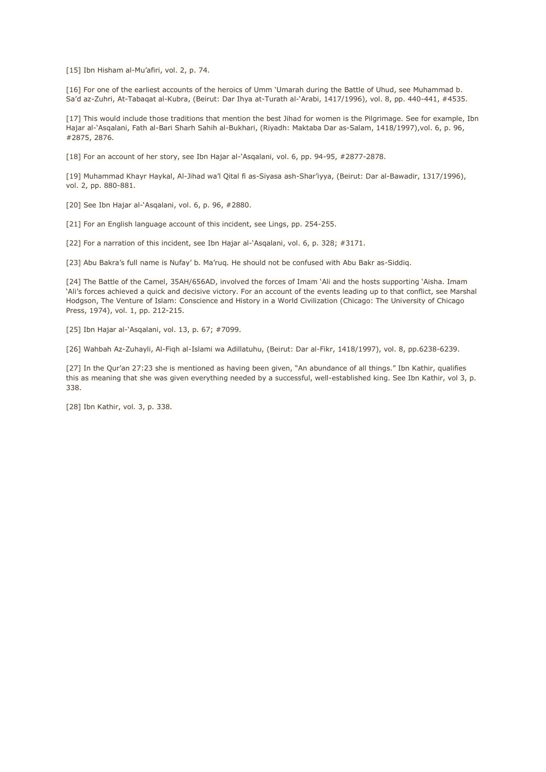[15] Ibn Hisham al-Mu'afiri, vol. 2, p. 74.

[16] For one of the earliest accounts of the heroics of Umm 'Umarah during the Battle of Uhud, see Muhammad b. Sa'd az-Zuhri, At-Tabaqat al-Kubra, (Beirut: Dar Ihya at-Turath al-'Arabi, 1417/1996), vol. 8, pp. 440-441, #4535.

[17] This would include those traditions that mention the best Jihad for women is the Pilgrimage. See for example, Ibn Hajar al-'Asqalani, Fath al-Bari Sharh Sahih al-Bukhari, (Riyadh: Maktaba Dar as-Salam, 1418/1997),vol. 6, p. 96, #2875, 2876.

[18] For an account of her story, see Ibn Hajar al-'Asqalani, vol. 6, pp. 94-95, #2877-2878.

[19] Muhammad Khayr Haykal, Al-Jihad wa'l Qital fi as-Siyasa ash-Shar'iyya, (Beirut: Dar al-Bawadir, 1317/1996), vol. 2, pp. 880-881.

[20] See Ibn Hajar al-'Asqalani, vol. 6, p. 96, #2880.

[21] For an English language account of this incident, see Lings, pp. 254-255.

[22] For a narration of this incident, see Ibn Hajar al-'Asqalani, vol. 6, p. 328; #3171.

[23] Abu Bakra's full name is Nufay' b. Ma'ruq. He should not be confused with Abu Bakr as-Siddiq.

[24] The Battle of the Camel, 35AH/656AD, involved the forces of Imam 'Ali and the hosts supporting 'Aisha. Imam 'Ali's forces achieved a quick and decisive victory. For an account of the events leading up to that conflict, see Marshal Hodgson, The Venture of Islam: Conscience and History in a World Civilization (Chicago: The University of Chicago Press, 1974), vol. 1, pp. 212-215.

[25] Ibn Hajar al-'Asqalani, vol. 13, p. 67; #7099.

[26] Wahbah Az-Zuhayli, Al-Fiqh al-Islami wa Adillatuhu, (Beirut: Dar al-Fikr, 1418/1997), vol. 8, pp.6238-6239.

[27] In the Qur'an 27:23 she is mentioned as having been given, "An abundance of all things." Ibn Kathir, qualifies this as meaning that she was given everything needed by a successful, well-established king. See Ibn Kathir, vol 3, p. 338.

[28] Ibn Kathir, vol. 3, p. 338.